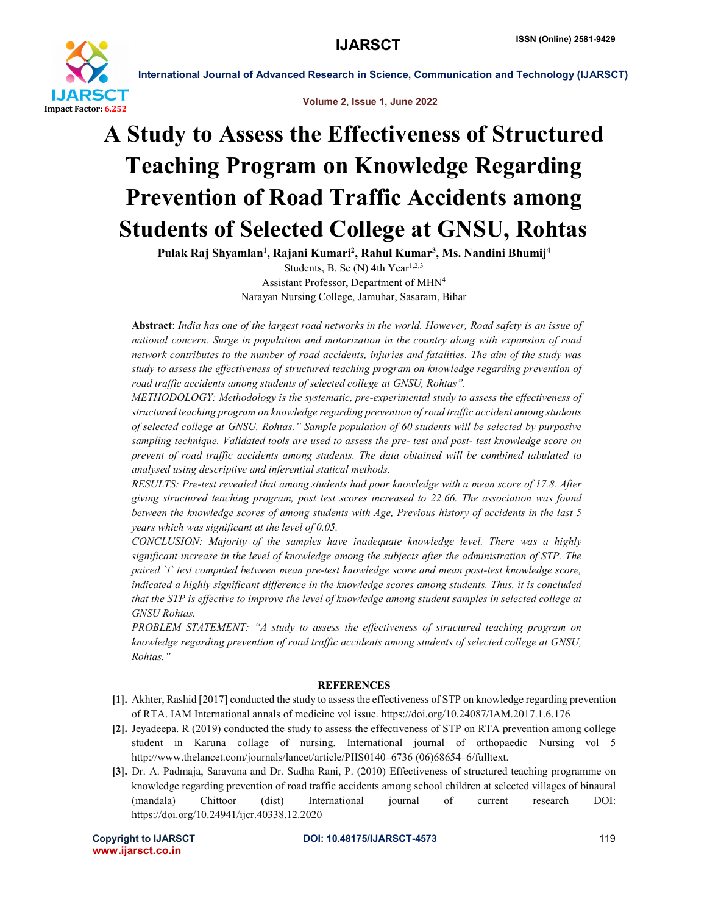# A Study to Assess the Effectiveness of Structured Teaching Program on Knowledge Regarding Prevention of Road Traffic Accidents among Students of Selected College at GNSU, Rohtas

**Pulak Raj Shyamlan[1], Rajani Kumari[2], Rahul Kumar[3], Ms. Nandini Bhumij[4]**

Students, B. Sc (N) 4th Year[1,2,3]

Assistant Professor, Department of MHN[4]

Narayan Nursing College, Jamuhar, Sasaram, Bihar

**Abstract**: *India has one of the largest road networks in the world. However, Road safety is an issue of national concern. Surge in population and motorization in the country along with expansion of road network contributes to the number of road accidents, injuries and fatalities. The aim of the study was study to assess the effectiveness of structured teaching program on knowledge regarding prevention of road traffic accidents among students of selected college at GNSU, Rohtas".*

*METHODOLOGY: Methodology is the systematic, pre-experimental study to assess the effectiveness of structured teaching program on knowledge regarding prevention of road traffic accident among students of selected college at GNSU, Rohtas." Sample population of 60 students will be selected by purposive sampling technique. Validated tools are used to assess the pre- test and post- test knowledge score on prevent of road traffic accidents among students. The data obtained will be combined tabulated to analysed using descriptive and inferential statical methods.*

*RESULTS: Pre-test revealed that among students had poor knowledge with a mean score of 17.8. After giving structured teaching program, post test scores increased to 22.66. The association was found between the knowledge scores of among students with Age, Previous history of accidents in the last 5 years which was significant at the level of 0.05.*

*CONCLUSION: Majority of the samples have inadequate knowledge level. There was a highly significant increase in the level of knowledge among the subjects after the administration of STP. The paired `t` test computed between mean pre-test knowledge score and mean post-test knowledge score, indicated a highly significant difference in the knowledge scores among students. Thus, it is concluded that the STP is effective to improve the level of knowledge among student samples in selected college at GNSU Rohtas.*

*PROBLEM STATEMENT: "A study to assess the effectiveness of structured teaching program on knowledge regarding prevention of road traffic accidents among students of selected college at GNSU, Rohtas."*

## REFERENCES

[1]. Akhter, Rashid [2017] conducted the study to assess the effectiveness of STP on knowledge regarding prevention of RTA. IAM International annals of medicine vol issue. https://doi.org/10.24087/IAM.2017.1.6.176

[2]. Jeyadeepa. R (2019) conducted the study to assess the effectiveness of STP on RTA prevention among college student in Karuna collage of nursing. International journal of orthopaedic Nursing vol 5 http://www.thelancet.com/journals/lancet/article/PIIS0140–6736 (06)68654–6/fulltext.

[3]. Dr. A. Padmaja, Saravana and Dr. Sudha Rani, P. (2010) Effectiveness of structured teaching programme on knowledge regarding prevention of road traffic accidents among school children at selected villages of binaural (mandala) Chittoor (dist) International journal of current research DOI: https://doi.org/10.24941/ijcr.40338.12.2020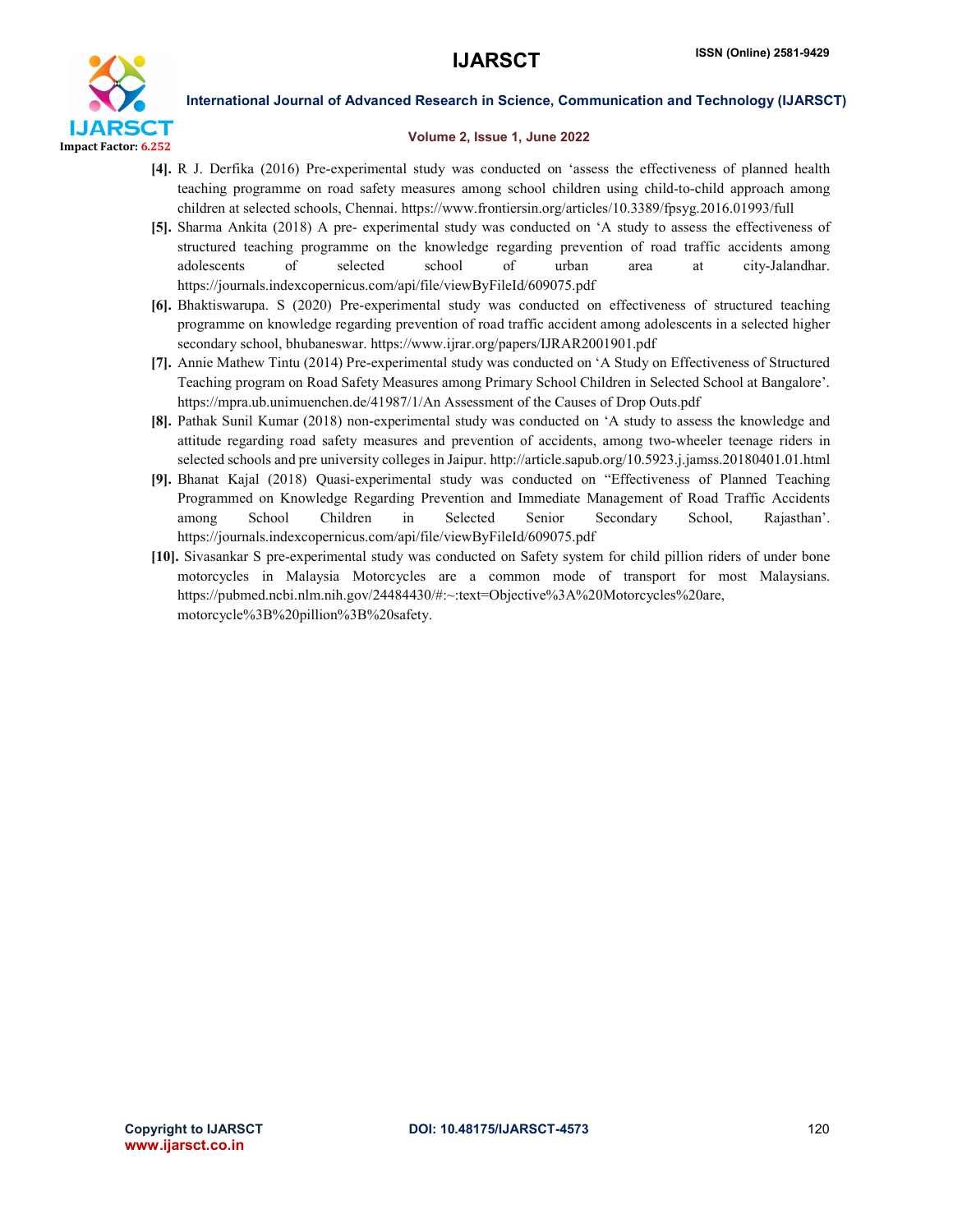[4]. R J. Derfika (2016) Pre-experimental study was conducted on 'assess the effectiveness of planned health teaching programme on road safety measures among school children using child-to-child approach among children at selected schools, Chennai. https://www.frontiersin.org/articles/10.3389/fpsyg.2016.01993/full

[5]. Sharma Ankita (2018) A pre- experimental study was conducted on 'A study to assess the effectiveness of structured teaching programme on the knowledge regarding prevention of road traffic accidents among adolescents of selected school of urban area at city-Jalandhar. https://journals.indexcopernicus.com/api/file/viewByFileId/609075.pdf

[6]. Bhaktiswarupa. S (2020) Pre-experimental study was conducted on effectiveness of structured teaching programme on knowledge regarding prevention of road traffic accident among adolescents in a selected higher secondary school, bhubaneswar. https://www.ijrar.org/papers/IJRAR2001901.pdf

[7]. Annie Mathew Tintu (2014) Pre-experimental study was conducted on 'A Study on Effectiveness of Structured Teaching program on Road Safety Measures among Primary School Children in Selected School at Bangalore'. https://mpra.ub.unimuenchen.de/41987/1/An Assessment of the Causes of Drop Outs.pdf

[8]. Pathak Sunil Kumar (2018) non-experimental study was conducted on 'A study to assess the knowledge and attitude regarding road safety measures and prevention of accidents, among two-wheeler teenage riders in selected schools and pre university colleges in Jaipur. http://article.sapub.org/10.5923.j.jamss.20180401.01.html

[9]. Bhanat Kajal (2018) Quasi-experimental study was conducted on "Effectiveness of Planned Teaching Programmed on Knowledge Regarding Prevention and Immediate Management of Road Traffic Accidents among School Children in Selected Senior Secondary School, Rajasthan'. https://journals.indexcopernicus.com/api/file/viewByFileId/609075.pdf

[10]. Sivasankar S pre-experimental study was conducted on Safety system for child pillion riders of under bone motorcycles in Malaysia Motorcycles are a common mode of transport for most Malaysians. https://pubmed.ncbi.nlm.nih.gov/24484430/#:~:text=Objective%3A%20Motorcycles%20are, motorcycle%3B%20pillion%3B%20safety.